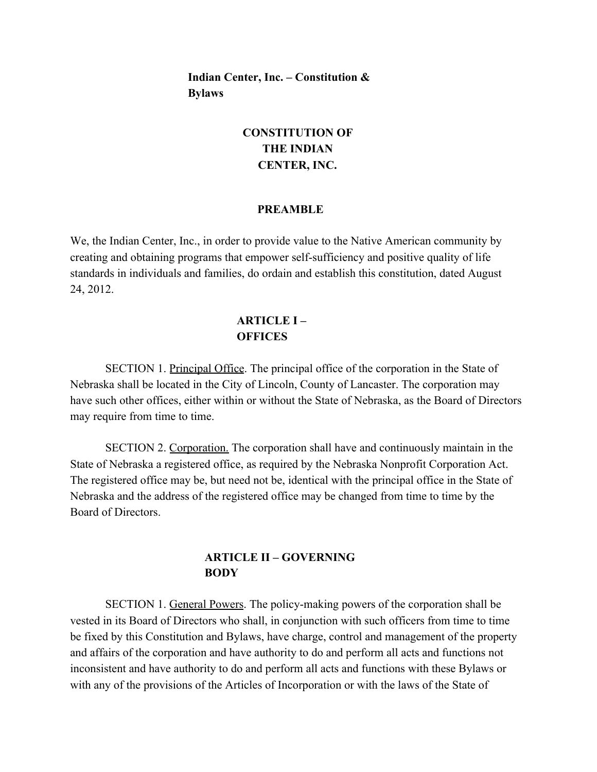**Indian Center, Inc. – Constitution & Bylaws**

# CONSTITUTION OF THE INDIAN CENTER, INC.

## PREAMBLE

We, the Indian Center, Inc., in order to provide value to the Native American community by creating and obtaining programs that empower self-sufficiency and positive quality of life standards in individuals and families, do ordain and establish this constitution, dated August 24, 2012.

## ARTICLE I – OFFICES

SECTION 1. Principal Office. The principal office of the corporation in the State of Nebraska shall be located in the City of Lincoln, County of Lancaster. The corporation may have such other offices, either within or without the State of Nebraska, as the Board of Directors may require from time to time.

SECTION 2. Corporation. The corporation shall have and continuously maintain in the State of Nebraska a registered office, as required by the Nebraska Nonprofit Corporation Act. The registered office may be, but need not be, identical with the principal office in the State of Nebraska and the address of the registered office may be changed from time to time by the Board of Directors.

## ARTICLE II – GOVERNING BODY

SECTION 1. General Powers. The policy-making powers of the corporation shall be vested in its Board of Directors who shall, in conjunction with such officers from time to time be fixed by this Constitution and Bylaws, have charge, control and management of the property and affairs of the corporation and have authority to do and perform all acts and functions not inconsistent and have authority to do and perform all acts and functions with these Bylaws or with any of the provisions of the Articles of Incorporation or with the laws of the State of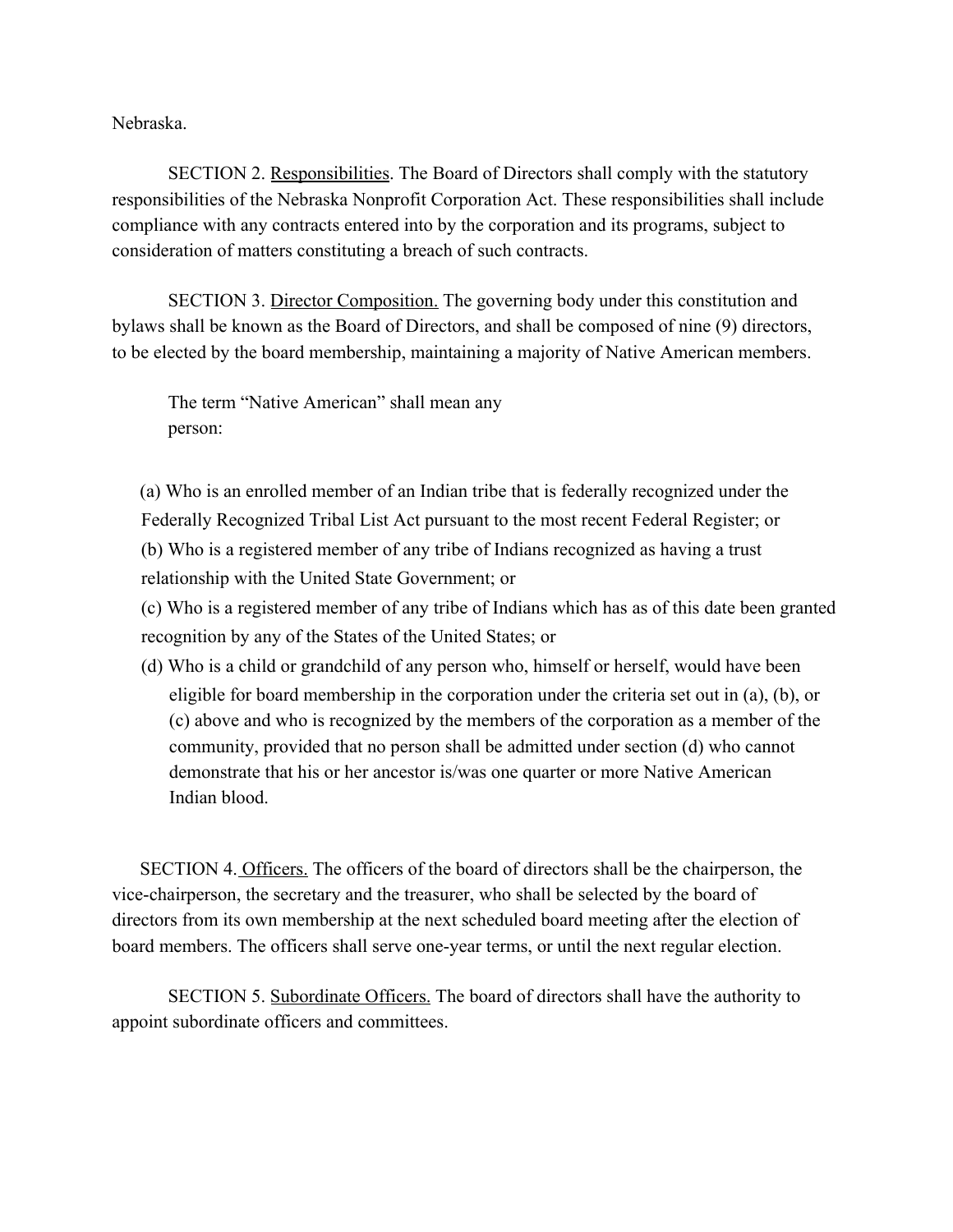Nebraska.

SECTION 2. <u>Responsibilities</u>. The Board of Directors shall comply with the statutory responsibilities of the Nebraska Nonprofit Corporation Act. These responsibilities shall include compliance with any contracts entered into by the corporation and its programs, subject to consideration of matters constituting a breach of such contracts.

SECTION 3. <u>Director Composition.</u> The governing body under this constitution and bylaws shall be known as the Board of Directors, and shall be composed of nine (9) directors, to be elected by the board membership, maintaining a majority of Native American members.

The term "Native American" shall mean any person:

(a) Who is an enrolled member of an Indian tribe that is federally recognized under the Federally Recognized Tribal List Act pursuant to the most recent Federal Register; or

(b) Who is a registered member of any tribe of Indians recognized as having a trust relationship with the United State Government; or

(c) Who is a registered member of any tribe of Indians which has as of this date been granted recognition by any of the States of the United States; or

(d) Who is a child or grandchild of any person who, himself or herself, would have been eligible for board membership in the corporation under the criteria set out in (a), (b), or (c) above and who is recognized by the members of the corporation as a member of the community, provided that no person shall be admitted under section (d) who cannot demonstrate that his or her ancestor is/was one quarter or more Native American Indian blood.

SECTION 4. <u>Officers.</u> The officers of the board of directors shall be the chairperson, the vice-chairperson, the secretary and the treasurer, who shall be selected by the board of directors from its own membership at the next scheduled board meeting after the election of board members. The officers shall serve one-year terms, or until the next regular election.

SECTION 5. <u>Subordinate Officers.</u> The board of directors shall have the authority to appoint subordinate officers and committees.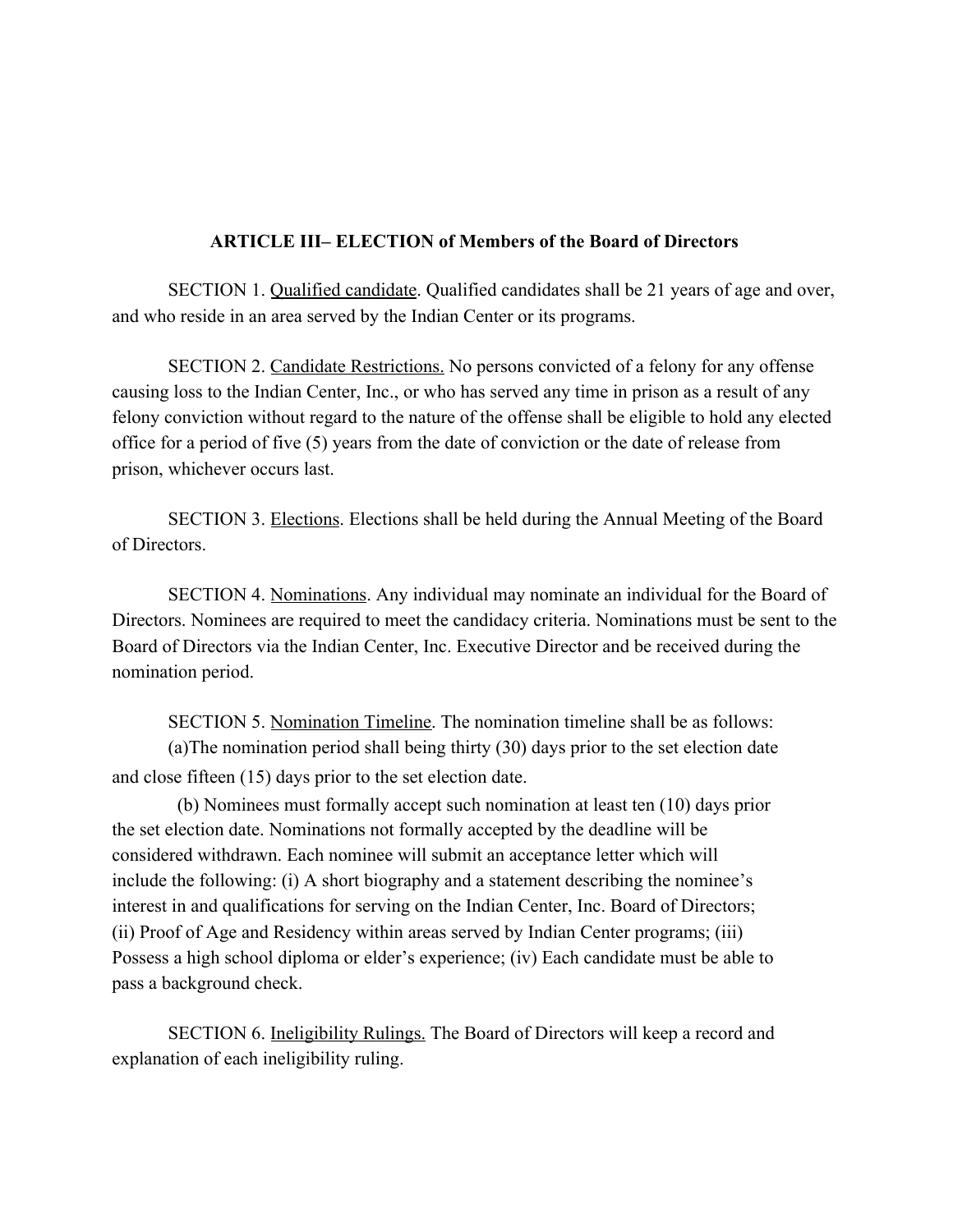**ARTICLE III– ELECTION of Members of the Board of Directors**

SECTION 1. <u>Qualified candidate</u>. Qualified candidates shall be 21 years of age and over, and who reside in an area served by the Indian Center or its programs.

SECTION 2. <u>Candidate Restrictions.</u> No persons convicted of a felony for any offense causing loss to the Indian Center, Inc., or who has served any time in prison as a result of any felony conviction without regard to the nature of the offense shall be eligible to hold any elected office for a period of five (5) years from the date of conviction or the date of release from prison, whichever occurs last.

SECTION 3. <u>Elections</u>. Elections shall be held during the Annual Meeting of the Board of Directors.

SECTION 4. <u>Nominations</u>. Any individual may nominate an individual for the Board of Directors. Nominees are required to meet the candidacy criteria. Nominations must be sent to the Board of Directors via the Indian Center, Inc. Executive Director and be received during the nomination period.

SECTION 5. <u>Nomination Timeline</u>. The nomination timeline shall be as follows:

(a)The nomination period shall being thirty (30) days prior to the set election date and close fifteen (15) days prior to the set election date.

(b) Nominees must formally accept such nomination at least ten (10) days prior the set election date. Nominations not formally accepted by the deadline will be considered withdrawn. Each nominee will submit an acceptance letter which will include the following: (i) A short biography and a statement describing the nominee's interest in and qualifications for serving on the Indian Center, Inc. Board of Directors; (ii) Proof of Age and Residency within areas served by Indian Center programs; (iii) Possess a high school diploma or elder's experience; (iv) Each candidate must be able to pass a background check.

SECTION 6. <u>Ineligibility Rulings.</u> The Board of Directors will keep a record and explanation of each ineligibility ruling.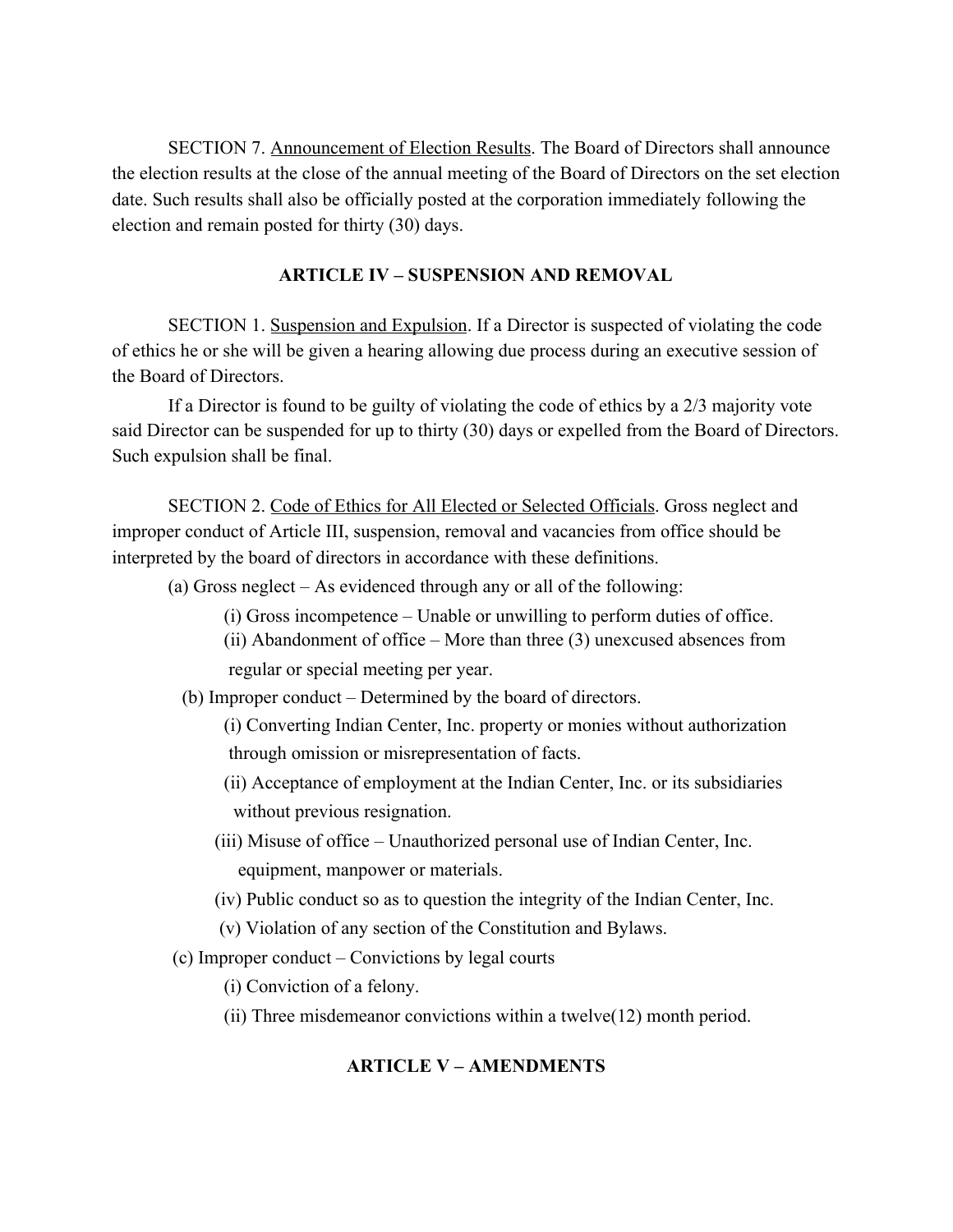SECTION 7. Announcement of Election Results. The Board of Directors shall announce the election results at the close of the annual meeting of the Board of Directors on the set election date. Such results shall also be officially posted at the corporation immediately following the election and remain posted for thirty (30) days.

## ARTICLE IV – SUSPENSION AND REMOVAL

SECTION 1. Suspension and Expulsion. If a Director is suspected of violating the code of ethics he or she will be given a hearing allowing due process during an executive session of the Board of Directors.

If a Director is found to be guilty of violating the code of ethics by a 2/3 majority vote said Director can be suspended for up to thirty (30) days or expelled from the Board of Directors. Such expulsion shall be final.

SECTION 2. Code of Ethics for All Elected or Selected Officials. Gross neglect and improper conduct of Article III, suspension, removal and vacancies from office should be interpreted by the board of directors in accordance with these definitions.

(a) Gross neglect – As evidenced through any or all of the following:

- (i) Gross incompetence – Unable or unwilling to perform duties of office.
- (ii) Abandonment of office – More than three (3) unexcused absences from regular or special meeting per year.

(b) Improper conduct – Determined by the board of directors.

- (i) Converting Indian Center, Inc. property or monies without authorization through omission or misrepresentation of facts.
- (ii) Acceptance of employment at the Indian Center, Inc. or its subsidiaries without previous resignation.
- (iii) Misuse of office – Unauthorized personal use of Indian Center, Inc. equipment, manpower or materials.
- (iv) Public conduct so as to question the integrity of the Indian Center, Inc.
- (v) Violation of any section of the Constitution and Bylaws.

(c) Improper conduct – Convictions by legal courts

- (i) Conviction of a felony.
- (ii) Three misdemeanor convictions within a twelve(12) month period.

## ARTICLE V – AMENDMENTS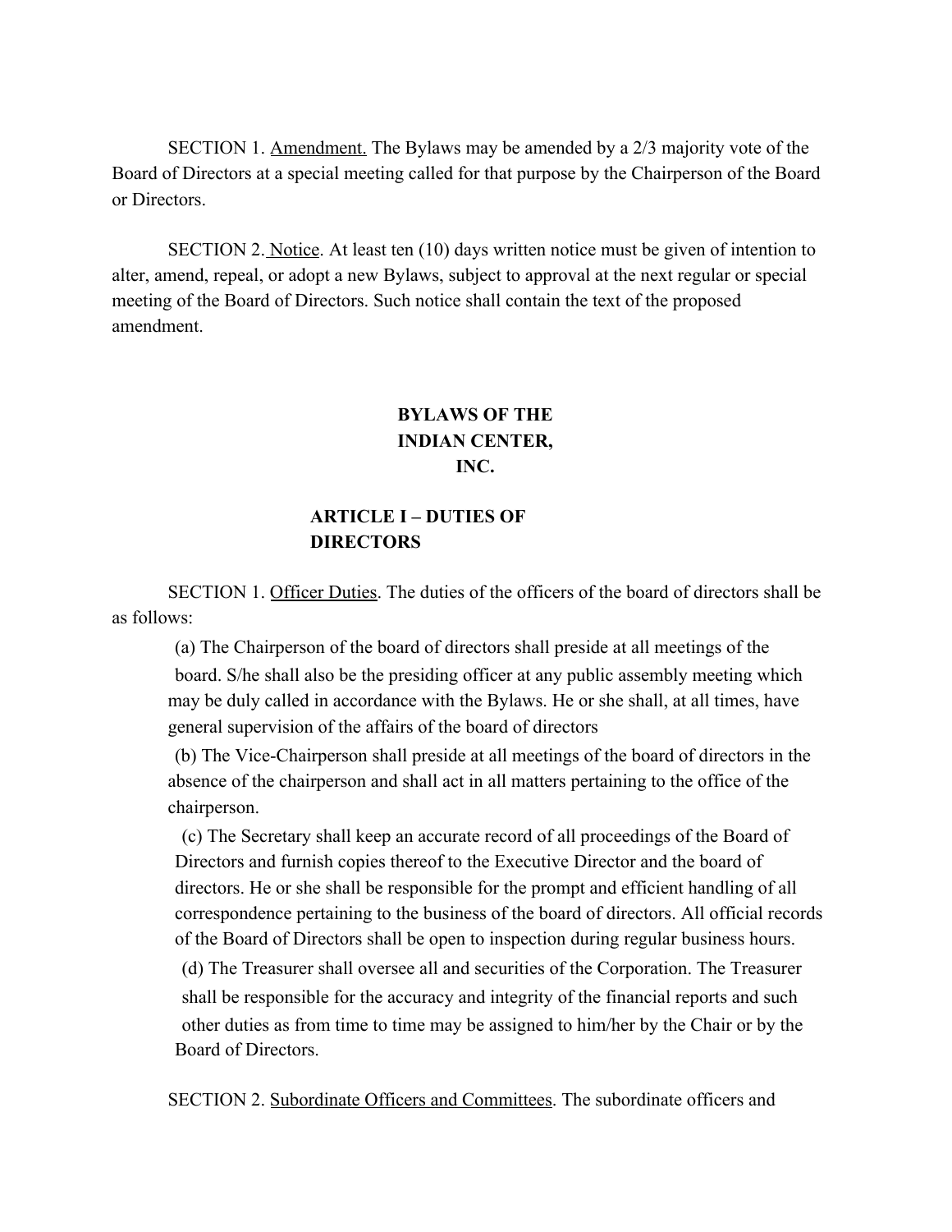SECTION 1. Amendment. The Bylaws may be amended by a 2/3 majority vote of the Board of Directors at a special meeting called for that purpose by the Chairperson of the Board or Directors.

SECTION 2. Notice. At least ten (10) days written notice must be given of intention to alter, amend, repeal, or adopt a new Bylaws, subject to approval at the next regular or special meeting of the Board of Directors. Such notice shall contain the text of the proposed amendment.

# BYLAWS OF THE INDIAN CENTER, INC.

## ARTICLE I – DUTIES OF DIRECTORS

SECTION 1. Officer Duties. The duties of the officers of the board of directors shall be as follows:

(a) The Chairperson of the board of directors shall preside at all meetings of the board. S/he shall also be the presiding officer at any public assembly meeting which may be duly called in accordance with the Bylaws. He or she shall, at all times, have general supervision of the affairs of the board of directors

(b) The Vice-Chairperson shall preside at all meetings of the board of directors in the absence of the chairperson and shall act in all matters pertaining to the office of the chairperson.

(c) The Secretary shall keep an accurate record of all proceedings of the Board of Directors and furnish copies thereof to the Executive Director and the board of directors. He or she shall be responsible for the prompt and efficient handling of all correspondence pertaining to the business of the board of directors. All official records of the Board of Directors shall be open to inspection during regular business hours.

(d) The Treasurer shall oversee all and securities of the Corporation. The Treasurer shall be responsible for the accuracy and integrity of the financial reports and such other duties as from time to time may be assigned to him/her by the Chair or by the Board of Directors.

SECTION 2. Subordinate Officers and Committees. The subordinate officers and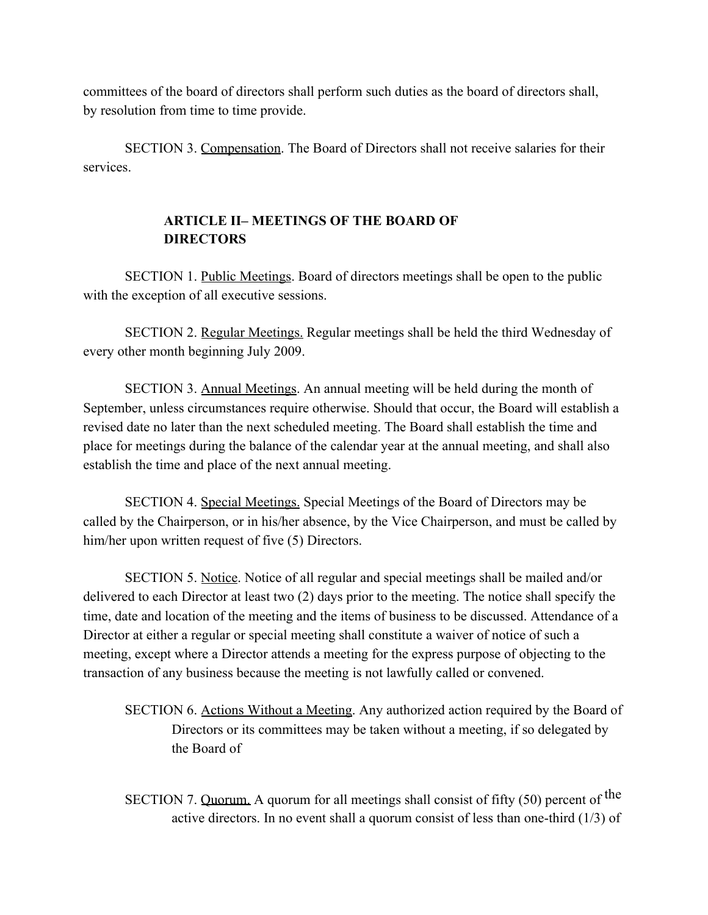committees of the board of directors shall perform such duties as the board of directors shall, by resolution from time to time provide.

SECTION 3. Compensation. The Board of Directors shall not receive salaries for their services.

## ARTICLE II– MEETINGS OF THE BOARD OF DIRECTORS

SECTION 1. Public Meetings. Board of directors meetings shall be open to the public with the exception of all executive sessions.

SECTION 2. Regular Meetings. Regular meetings shall be held the third Wednesday of every other month beginning July 2009.

SECTION 3. Annual Meetings. An annual meeting will be held during the month of September, unless circumstances require otherwise. Should that occur, the Board will establish a revised date no later than the next scheduled meeting. The Board shall establish the time and place for meetings during the balance of the calendar year at the annual meeting, and shall also establish the time and place of the next annual meeting.

SECTION 4. Special Meetings. Special Meetings of the Board of Directors may be called by the Chairperson, or in his/her absence, by the Vice Chairperson, and must be called by him/her upon written request of five (5) Directors.

SECTION 5. Notice. Notice of all regular and special meetings shall be mailed and/or delivered to each Director at least two (2) days prior to the meeting. The notice shall specify the time, date and location of the meeting and the items of business to be discussed. Attendance of a Director at either a regular or special meeting shall constitute a waiver of notice of such a meeting, except where a Director attends a meeting for the express purpose of objecting to the transaction of any business because the meeting is not lawfully called or convened.

SECTION 6. Actions Without a Meeting. Any authorized action required by the Board of Directors or its committees may be taken without a meeting, if so delegated by the Board of

SECTION 7. Quorum. A quorum for all meetings shall consist of fifty (50) percent of the active directors. In no event shall a quorum consist of less than one-third (1/3) of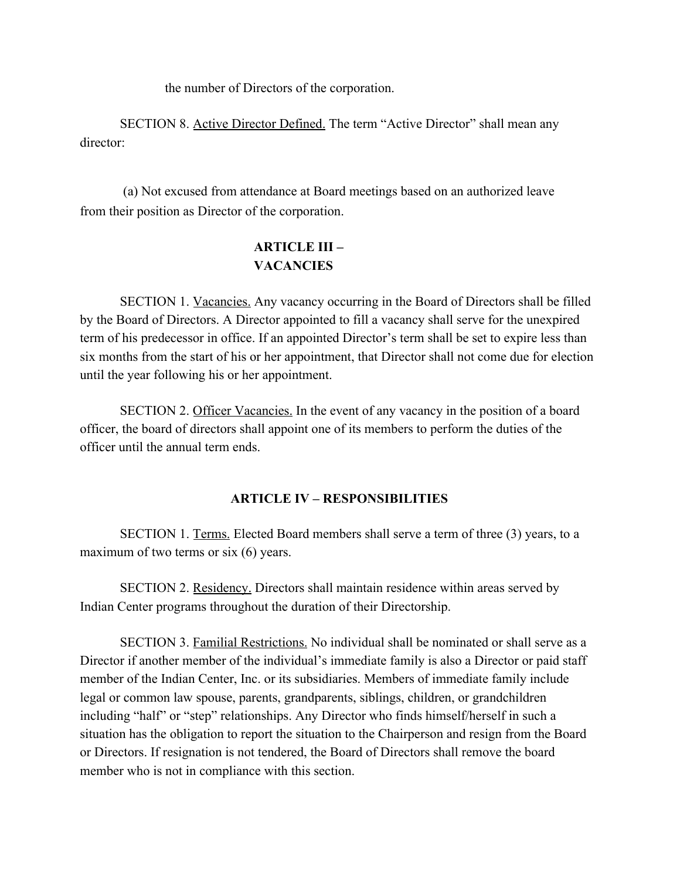the number of Directors of the corporation.

SECTION 8. Active Director Defined. The term "Active Director" shall mean any director:

(a) Not excused from attendance at Board meetings based on an authorized leave from their position as Director of the corporation.

## ARTICLE III – VACANCIES

SECTION 1. Vacancies. Any vacancy occurring in the Board of Directors shall be filled by the Board of Directors. A Director appointed to fill a vacancy shall serve for the unexpired term of his predecessor in office. If an appointed Director's term shall be set to expire less than six months from the start of his or her appointment, that Director shall not come due for election until the year following his or her appointment.

SECTION 2. Officer Vacancies. In the event of any vacancy in the position of a board officer, the board of directors shall appoint one of its members to perform the duties of the officer until the annual term ends.

## ARTICLE IV – RESPONSIBILITIES

SECTION 1. Terms. Elected Board members shall serve a term of three (3) years, to a maximum of two terms or six (6) years.

SECTION 2. Residency. Directors shall maintain residence within areas served by Indian Center programs throughout the duration of their Directorship.

SECTION 3. Familial Restrictions. No individual shall be nominated or shall serve as a Director if another member of the individual's immediate family is also a Director or paid staff member of the Indian Center, Inc. or its subsidiaries. Members of immediate family include legal or common law spouse, parents, grandparents, siblings, children, or grandchildren including "half" or "step" relationships. Any Director who finds himself/herself in such a situation has the obligation to report the situation to the Chairperson and resign from the Board or Directors. If resignation is not tendered, the Board of Directors shall remove the board member who is not in compliance with this section.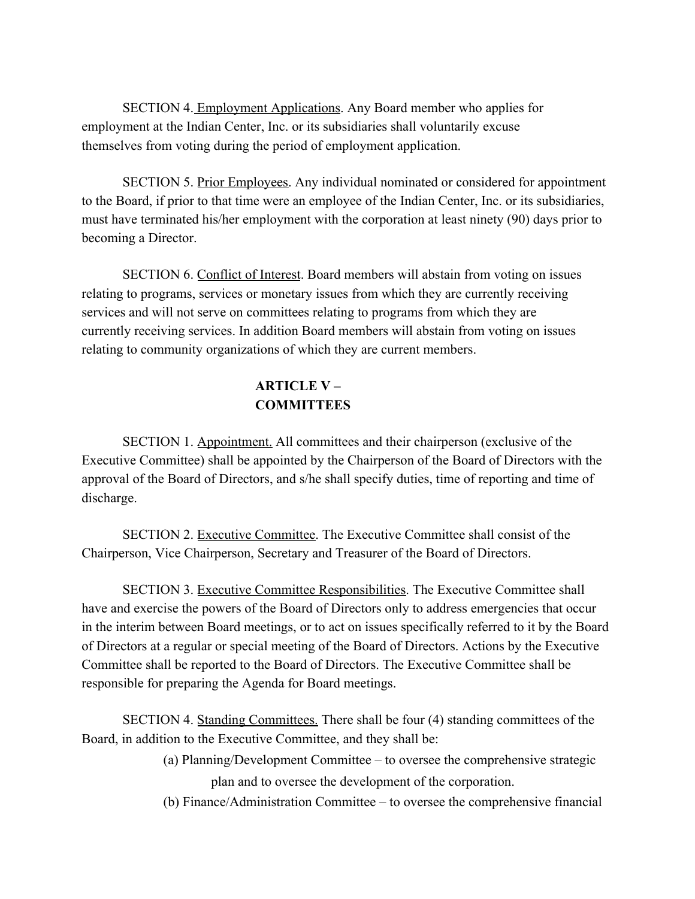SECTION 4. Employment Applications. Any Board member who applies for employment at the Indian Center, Inc. or its subsidiaries shall voluntarily excuse themselves from voting during the period of employment application.

SECTION 5. Prior Employees. Any individual nominated or considered for appointment to the Board, if prior to that time were an employee of the Indian Center, Inc. or its subsidiaries, must have terminated his/her employment with the corporation at least ninety (90) days prior to becoming a Director.

SECTION 6. Conflict of Interest. Board members will abstain from voting on issues relating to programs, services or monetary issues from which they are currently receiving services and will not serve on committees relating to programs from which they are currently receiving services. In addition Board members will abstain from voting on issues relating to community organizations of which they are current members.

## ARTICLE V – COMMITTEES

SECTION 1. Appointment. All committees and their chairperson (exclusive of the Executive Committee) shall be appointed by the Chairperson of the Board of Directors with the approval of the Board of Directors, and s/he shall specify duties, time of reporting and time of discharge.

SECTION 2. Executive Committee. The Executive Committee shall consist of the Chairperson, Vice Chairperson, Secretary and Treasurer of the Board of Directors.

SECTION 3. Executive Committee Responsibilities. The Executive Committee shall have and exercise the powers of the Board of Directors only to address emergencies that occur in the interim between Board meetings, or to act on issues specifically referred to it by the Board of Directors at a regular or special meeting of the Board of Directors. Actions by the Executive Committee shall be reported to the Board of Directors. The Executive Committee shall be responsible for preparing the Agenda for Board meetings.

SECTION 4. Standing Committees. There shall be four (4) standing committees of the Board, in addition to the Executive Committee, and they shall be:

(a) Planning/Development Committee – to oversee the comprehensive strategic plan and to oversee the development of the corporation.

(b) Finance/Administration Committee – to oversee the comprehensive financial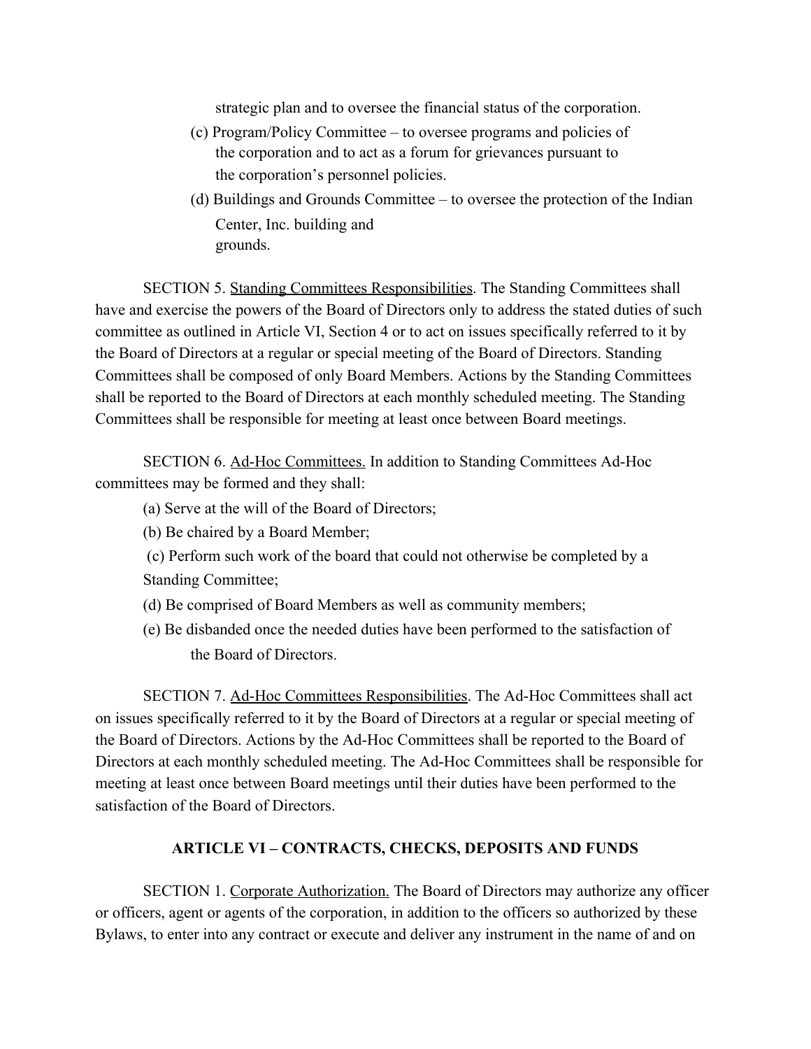strategic plan and to oversee the financial status of the corporation.

(c) Program/Policy Committee – to oversee programs and policies of the corporation and to act as a forum for grievances pursuant to the corporation's personnel policies.

(d) Buildings and Grounds Committee – to oversee the protection of the Indian Center, Inc. building and grounds.

SECTION 5. <u>Standing Committees Responsibilities</u>. The Standing Committees shall have and exercise the powers of the Board of Directors only to address the stated duties of such committee as outlined in Article VI, Section 4 or to act on issues specifically referred to it by the Board of Directors at a regular or special meeting of the Board of Directors. Standing Committees shall be composed of only Board Members. Actions by the Standing Committees shall be reported to the Board of Directors at each monthly scheduled meeting. The Standing Committees shall be responsible for meeting at least once between Board meetings.

SECTION 6. <u>Ad-Hoc Committees.</u> In addition to Standing Committees Ad-Hoc committees may be formed and they shall:

(a) Serve at the will of the Board of Directors;

(b) Be chaired by a Board Member;

(c) Perform such work of the board that could not otherwise be completed by a Standing Committee;

(d) Be comprised of Board Members as well as community members;

(e) Be disbanded once the needed duties have been performed to the satisfaction of the Board of Directors.

SECTION 7. <u>Ad-Hoc Committees Responsibilities</u>. The Ad-Hoc Committees shall act on issues specifically referred to it by the Board of Directors at a regular or special meeting of the Board of Directors. Actions by the Ad-Hoc Committees shall be reported to the Board of Directors at each monthly scheduled meeting. The Ad-Hoc Committees shall be responsible for meeting at least once between Board meetings until their duties have been performed to the satisfaction of the Board of Directors.

## ARTICLE VI – CONTRACTS, CHECKS, DEPOSITS AND FUNDS

SECTION 1. <u>Corporate Authorization.</u> The Board of Directors may authorize any officer or officers, agent or agents of the corporation, in addition to the officers so authorized by these Bylaws, to enter into any contract or execute and deliver any instrument in the name of and on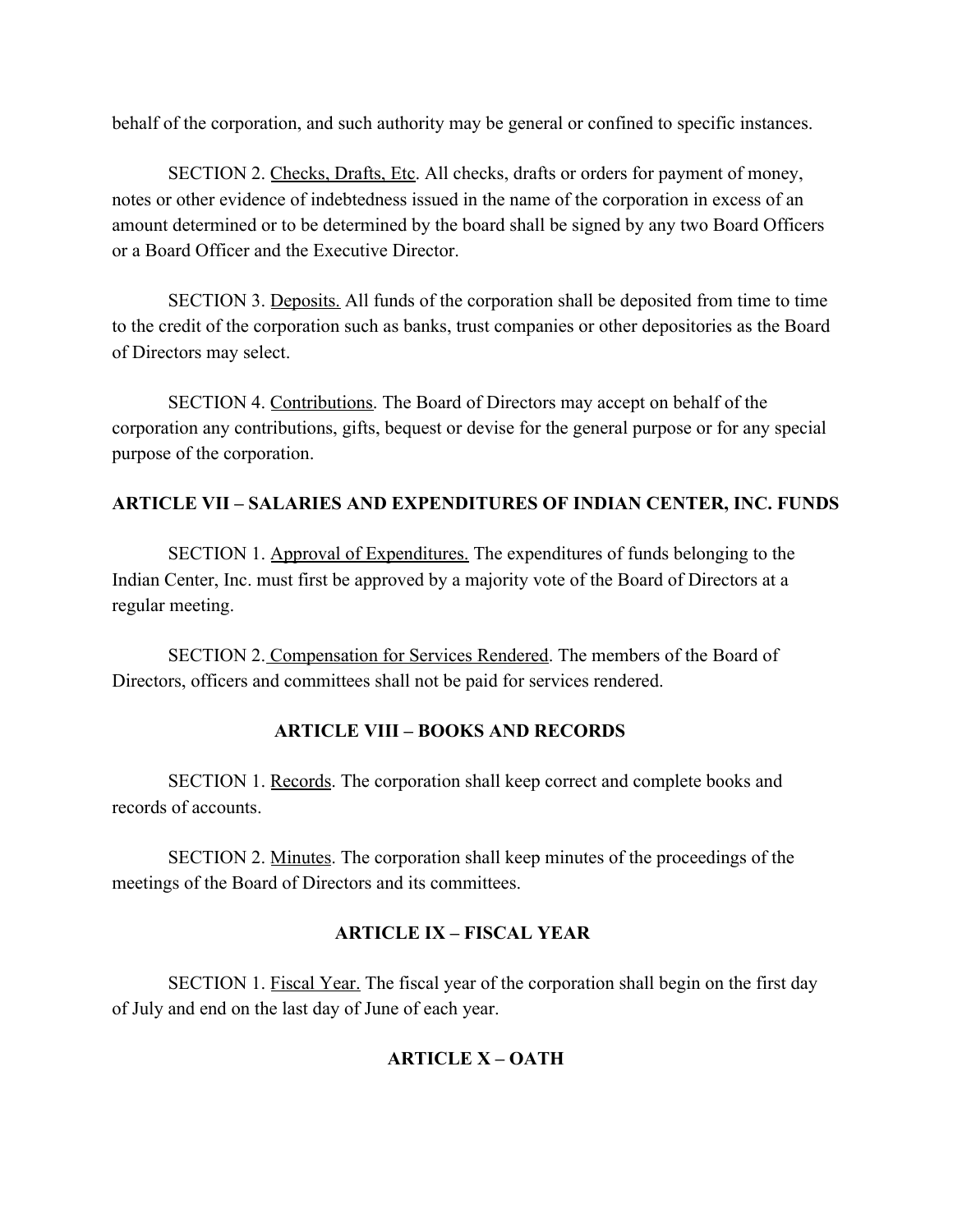behalf of the corporation, and such authority may be general or confined to specific instances.

SECTION 2. Checks, Drafts, Etc. All checks, drafts or orders for payment of money, notes or other evidence of indebtedness issued in the name of the corporation in excess of an amount determined or to be determined by the board shall be signed by any two Board Officers or a Board Officer and the Executive Director.

SECTION 3. Deposits. All funds of the corporation shall be deposited from time to time to the credit of the corporation such as banks, trust companies or other depositories as the Board of Directors may select.

SECTION 4. Contributions. The Board of Directors may accept on behalf of the corporation any contributions, gifts, bequest or devise for the general purpose or for any special purpose of the corporation.

## ARTICLE VII – SALARIES AND EXPENDITURES OF INDIAN CENTER, INC. FUNDS

SECTION 1. Approval of Expenditures. The expenditures of funds belonging to the Indian Center, Inc. must first be approved by a majority vote of the Board of Directors at a regular meeting.

SECTION 2. Compensation for Services Rendered. The members of the Board of Directors, officers and committees shall not be paid for services rendered.

## ARTICLE VIII – BOOKS AND RECORDS

SECTION 1. Records. The corporation shall keep correct and complete books and records of accounts.

SECTION 2. Minutes. The corporation shall keep minutes of the proceedings of the meetings of the Board of Directors and its committees.

## ARTICLE IX – FISCAL YEAR

SECTION 1. Fiscal Year. The fiscal year of the corporation shall begin on the first day of July and end on the last day of June of each year.

## ARTICLE X – OATH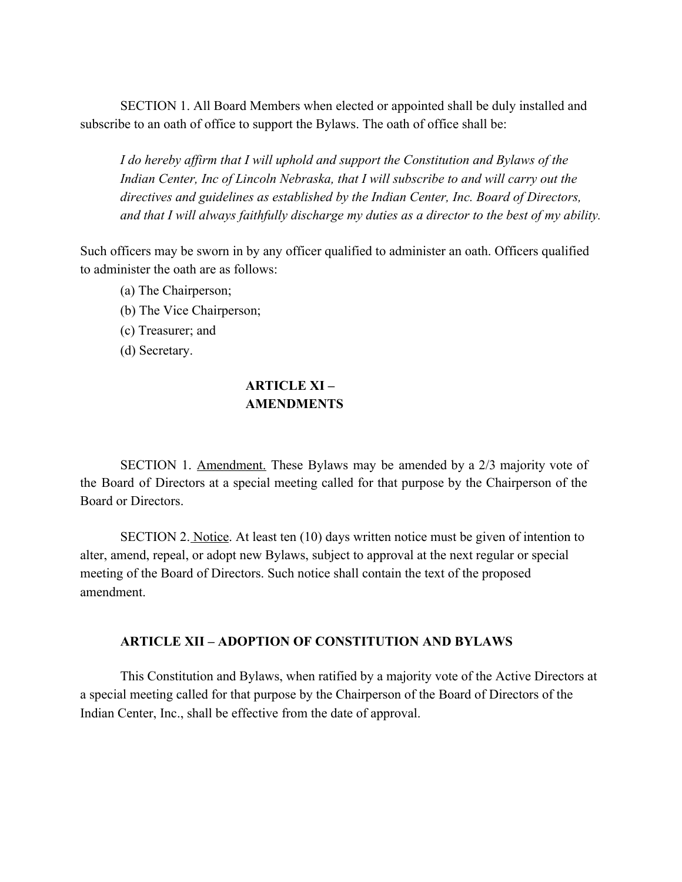SECTION 1. All Board Members when elected or appointed shall be duly installed and subscribe to an oath of office to support the Bylaws. The oath of office shall be:

> *I do hereby affirm that I will uphold and support the Constitution and Bylaws of the Indian Center, Inc of Lincoln Nebraska, that I will subscribe to and will carry out the directives and guidelines as established by the Indian Center, Inc. Board of Directors, and that I will always faithfully discharge my duties as a director to the best of my ability.*

Such officers may be sworn in by any officer qualified to administer an oath. Officers qualified to administer the oath are as follows:

(a) The Chairperson;
(b) The Vice Chairperson;
(c) Treasurer; and
(d) Secretary.

## ARTICLE XI – AMENDMENTS

SECTION 1. Amendment. These Bylaws may be amended by a 2/3 majority vote of the Board of Directors at a special meeting called for that purpose by the Chairperson of the Board or Directors.

SECTION 2. Notice. At least ten (10) days written notice must be given of intention to alter, amend, repeal, or adopt new Bylaws, subject to approval at the next regular or special meeting of the Board of Directors. Such notice shall contain the text of the proposed amendment.

## ARTICLE XII – ADOPTION OF CONSTITUTION AND BYLAWS

This Constitution and Bylaws, when ratified by a majority vote of the Active Directors at a special meeting called for that purpose by the Chairperson of the Board of Directors of the Indian Center, Inc., shall be effective from the date of approval.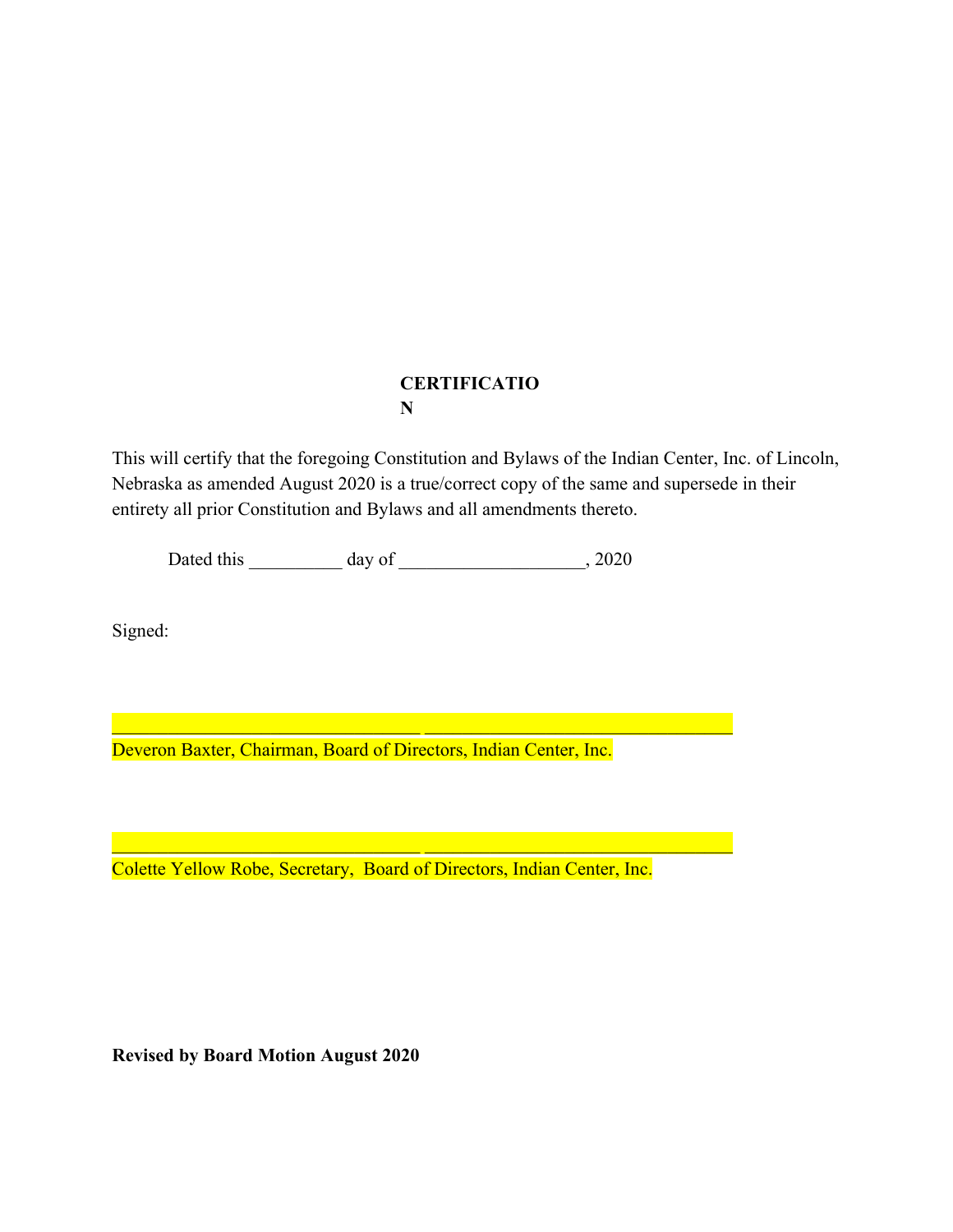## CERTIFICATION

This will certify that the foregoing Constitution and Bylaws of the Indian Center, Inc. of Lincoln, Nebraska as amended August 2020 is a true/correct copy of the same and supersede in their entirety all prior Constitution and Bylaws and all amendments thereto.

Dated this __________ day of ____________________, 2020

Signed:

_________________________________ _________________________________

Deveron Baxter, Chairman, Board of Directors, Indian Center, Inc.

_________________________________ _________________________________

Colette Yellow Robe, Secretary, Board of Directors, Indian Center, Inc.

**Revised by Board Motion August 2020**